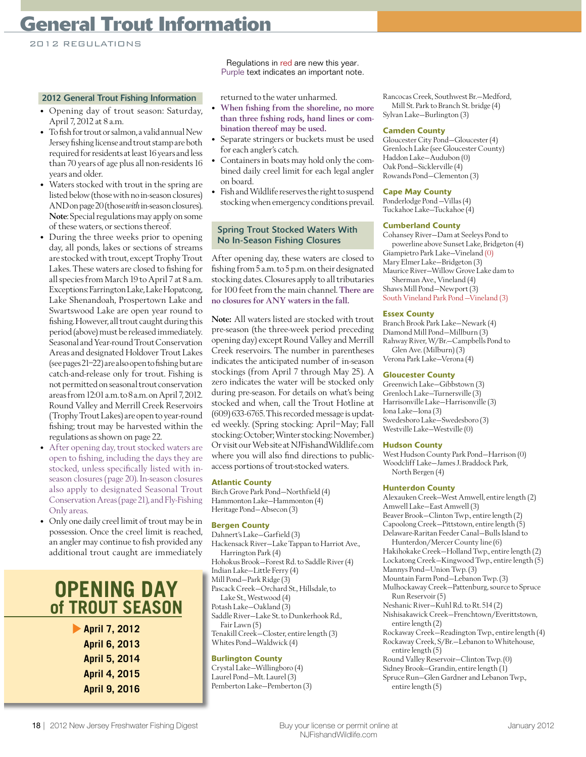# General Trout Information

2012 REGULATIONS

Regulations in red are new this year.
Purple text indicates an important note.

## 2012 General Trout Fishing Information

- Opening day of trout season: Saturday, April 7, 2012 at 8 a.m.
- To fish for trout or salmon, a valid annual New Jersey fishing license and trout stamp are both required for residents at least 16 years and less than 70 years of age plus all non-residents 16 years and older.
- Waters stocked with trout in the spring are listed below (those with no in-season closures) AND on page 20 (those *with* in-season closures). **Note**: Special regulations may apply on some of these waters, or sections thereof.
- During the three weeks prior to opening day, all ponds, lakes or sections of streams are stocked with trout, except Trophy Trout Lakes. These waters are closed to fishing for all species from March 19 to April 7 at 8 a.m. Exceptions: Farrington Lake, Lake Hopatcong, Lake Shenandoah, Prospertown Lake and Swartswood Lake are open year round to fishing. However, all trout caught during this period (above) must be released immediately. Seasonal and Year-round Trout Conservation Areas and designated Holdover Trout Lakes (see pages 21–22) are also open to fishing but are catch-and-release only for trout. Fishing is not permitted on seasonal trout conservation areas from 12:01 a.m. to 8 a.m. on April 7, 2012. Round Valley and Merrill Creek Reservoirs (Trophy Trout Lakes) are open to year-round fishing; trout may be harvested within the regulations as shown on page 22.
- After opening day, trout stocked waters are open to fishing, including the days they are stocked, unless specifically listed with in-season closures (page 20). In-season closures also apply to designated Seasonal Trout Conservation Areas (page 21), and Fly-Fishing Only areas.
- Only one daily creel limit of trout may be in possession. Once the creel limit is reached, an angler may continue to fish provided any additional trout caught are immediately returned to the water unharmed.
- **When fishing from the shoreline, no more than three fishing rods, hand lines or combination thereof may be used.**
- Separate stringers or buckets must be used for each angler's catch.
- Containers in boats may hold only the combined daily creel limit for each legal angler on board.
- Fish and Wildlife reserves the right to suspend stocking when emergency conditions prevail.

## OPENING DAY of TROUT SEASON

- **April 7, 2012**
- **April 6, 2013**
- **April 5, 2014**
- **April 4, 2015**
- **April 9, 2016**

## Spring Trout Stocked Waters With No In-Season Fishing Closures

After opening day, these waters are closed to fishing from 5 a.m. to 5 p.m. on their designated stocking dates. Closures apply to all tributaries for 100 feet from the main channel. There are no closures for ANY waters in the fall.

**Note:** All waters listed are stocked with trout pre-season (the three-week period preceding opening day) except Round Valley and Merrill Creek reservoirs. The number in parentheses indicates the anticipated number of in-season stockings (from April 7 through May 25). A zero indicates the water will be stocked only during pre-season. For details on what's being stocked and when, call the Trout Hotline at (609) 633-6765. This recorded message is updated weekly. (Spring stocking: April–May; Fall stocking: October; Winter stocking: November.) Or visit our Web site at NJFishandWildlife.com where you will also find directions to public-access portions of trout-stocked waters.

### Atlantic County

Birch Grove Park Pond—Northfield (4)
Hammonton Lake—Hammonton (4)
Heritage Pond—Absecon (3)

### Bergen County

Dahnert's Lake—Garfield (3)
Hackensack River—Lake Tappan to Harriot Ave., Harrington Park (4)
Hohokus Brook—Forest Rd. to Saddle River (4)
Indian Lake—Little Ferry (4)
Mill Pond—Park Ridge (3)
Pascack Creek—Orchard St., Hillsdale, to Lake St., Westwood (4)
Potash Lake—Oakland (3)
Saddle River—Lake St. to Dunkerhook Rd., Fair Lawn (5)
Tenakill Creek—Closter, entire length (3)
Whites Pond—Waldwick (4)

### Burlington County

Crystal Lake—Willingboro (4)
Laurel Pond—Mt. Laurel (3)
Pemberton Lake—Pemberton (3)
Rancocas Creek, Southwest Br.—Medford, Mill St. Park to Branch St. bridge (4)
Sylvan Lake—Burlington (3)

### Camden County

Gloucester City Pond—Gloucester (4)
Grenloch Lake (see Gloucester County)
Haddon Lake—Audubon (0)
Oak Pond—Sicklerville (4)
Rowands Pond—Clementon (3)

### Cape May County

Ponderlodge Pond—Villas (4)
Tuckahoe Lake—Tuckahoe (4)

### Cumberland County

Cohansey River—Dam at Seeleys Pond to powerline above Sunset Lake, Bridgeton (4)
Giampietro Park Lake—Vineland (0)
Mary Elmer Lake—Bridgeton (3)
Maurice River—Willow Grove Lake dam to Sherman Ave., Vineland (4)
Shaws Mill Pond—Newport (3)
South Vineland Park Pond—Vineland (3)

### Essex County

Branch Brook Park Lake—Newark (4)
Diamond Mill Pond—Millburn (3)
Rahway River, W/Br.—Campbells Pond to Glen Ave. (Milburn) (3)
Verona Park Lake—Verona (4)

### Gloucester County

Greenwich Lake—Gibbstown (3)
Grenloch Lake—Turnersville (3)
Harrisonville Lake—Harrisonville (3)
Iona Lake—Iona (3)
Swedesboro Lake—Swedesboro (3)
Westville Lake—Westville (0)

### Hudson County

West Hudson County Park Pond—Harrison (0)
Woodcliff Lake—James J. Braddock Park, North Bergen (4)

### Hunterdon County

Alexauken Creek—West Amwell, entire length (2)
Amwell Lake—East Amwell (3)
Beaver Brook—Clinton Twp., entire length (2)
Capoolong Creek—Pittstown, entire length (5)
Delaware-Raritan Feeder Canal—Bulls Island to Hunterdon/Mercer County line (6)
Hakihokake Creek—Holland Twp., entire length (2)
Lockatong Creek—Kingwood Twp., entire length (5)
Mannys Pond—Union Twp. (3)
Mountain Farm Pond—Lebanon Twp. (3)
Mulhockaway Creek—Pattenburg, source to Spruce Run Reservoir (5)
Neshanic River—Kuhl Rd. to Rt. 514 (2)
Nishisakawick Creek—Frenchtown/Everittstown, entire length (2)
Rockaway Creek—Readington Twp., entire length (4)
Rockaway Creek, S/Br.—Lebanon to Whitehouse, entire length (5)
Round Valley Reservoir—Clinton Twp. (0)
Sidney Brook—Grandin, entire length (1)
Spruce Run—Glen Gardner and Lebanon Twp., entire length (5)

Buy your license or permit online at NJFishandWildlife.com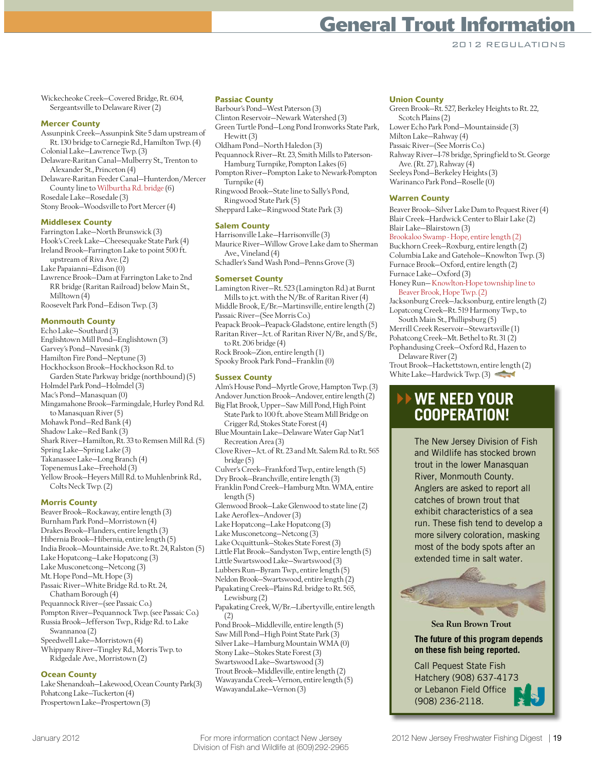# General Trout Information

2012 REGULATIONS

Wickecheoke Creek—Covered Bridge, Rt. 604, Sergeantsville to Delaware River (2)

### Mercer County

Assunpink Creek—Assunpink Site 5 dam upstream of Rt. 130 bridge to Carnegie Rd., Hamilton Twp. (4)
Colonial Lake—Lawrence Twp. (3)
Delaware-Raritan Canal—Mulberry St., Trenton to Alexander St., Princeton (4)
Delaware-Raritan Feeder Canal—Hunterdon/Mercer County line to Wilburtha Rd. bridge (6)
Rosedale Lake—Rosedale (3)
Stony Brook—Woodsville to Port Mercer (4)

### Middlesex County

Farrington Lake—North Brunswick (3)
Hook's Creek Lake—Cheesequake State Park (4)
Ireland Brook—Farrington Lake to point 500 ft. upstream of Riva Ave. (2)
Lake Papaianni—Edison (0)
Lawrence Brook—Dam at Farrington Lake to 2nd RR bridge (Raritan Railroad) below Main St., Milltown (4)
Roosevelt Park Pond—Edison Twp. (3)

### Monmouth County

Echo Lake—Southard (3)
Englishtown Mill Pond—Englishtown (3)
Garvey's Pond—Navesink (3)
Hamilton Fire Pond—Neptune (3)
Hockhockson Brook—Hockhockson Rd. to Garden State Parkway bridge (northbound) (5)
Holmdel Park Pond—Holmdel (3)
Mac's Pond—Manasquan (0)
Mingamahone Brook—Farmingdale, Hurley Pond Rd. to Manasquan River (5)
Mohawk Pond—Red Bank (4)
Shadow Lake—Red Bank (3)
Shark River—Hamilton, Rt. 33 to Remsen Mill Rd. (5)
Spring Lake—Spring Lake (3)
Takanassee Lake—Long Branch (4)
Topenemus Lake—Freehold (3)
Yellow Brook—Heyers Mill Rd. to Muhlenbrink Rd., Colts Neck Twp. (2)

### Morris County

Beaver Brook—Rockaway, entire length (3)
Burnham Park Pond—Morristown (4)
Drakes Brook—Flanders, entire length (3)
Hibernia Brook—Hibernia, entire length (5)
India Brook—Mountainside Ave. to Rt. 24, Ralston (5)
Lake Hopatcong—Lake Hopatcong (3)
Lake Musconetcong—Netcong (3)
Mt. Hope Pond—Mt. Hope (3)
Passaic River—White Bridge Rd. to Rt. 24, Chatham Borough (4)
Pequannock River—(see Passaic Co.)
Pompton River—Pequannock Twp. (see Passaic Co.)
Russia Brook—Jefferson Twp., Ridge Rd. to Lake Swannanoa (2)
Speedwell Lake—Morristown (4)
Whippany River—Tingley Rd., Morris Twp. to Ridgedale Ave., Morristown (2)

### Ocean County

Lake Shenandoah—Lakewood, Ocean County Park(3)
Pohatcong Lake—Tuckerton (4)
Prospertown Lake—Prospertown (3)

### Passiac County

Barbour's Pond—West Paterson (3)
Clinton Reservoir—Newark Watershed (3)
Green Turtle Pond—Long Pond Ironworks State Park, Hewitt (3)
Oldham Pond—North Haledon (3)
Pequannock River—Rt. 23, Smith Mills to Paterson-Hamburg Turnpike, Pompton Lakes (6)
Pompton River—Pompton Lake to Newark-Pompton Turnpike (4)
Ringwood Brook—State line to Sally's Pond, Ringwood State Park (5)
Sheppard Lake—Ringwood State Park (3)

### Salem County

Harrisonville Lake—Harrisonville (3)
Maurice River—Willow Grove Lake dam to Sherman Ave., Vineland (4)
Schadler's Sand Wash Pond—Penns Grove (3)

### Somerset County

Lamington River—Rt. 523 (Lamington Rd.) at Burnt Mills to jct. with the N/Br. of Raritan River (4)
Middle Brook, E/Br.—Martinsville, entire length (2)
Passaic River—(See Morris Co.)
Peapack Brook—Peapack-Gladstone, entire length (5)
Raritan River—Jct. of Raritan River N/Br., and S/Br., to Rt. 206 bridge (4)
Rock Brook—Zion, entire length (1)
Spooky Brook Park Pond—Franklin (0)

### Sussex County

Alm's House Pond—Myrtle Grove, Hampton Twp. (3)
Andover Junction Brook—Andover, entire length (2)
Big Flat Brook, Upper—Saw Mill Pond, High Point State Park to 100 ft. above Steam Mill Bridge on Crigger Rd, Stokes State Forest (4)
Blue Mountain Lake—Delaware Water Gap Nat'l Recreation Area (3)
Clove River—Jct. of Rt. 23 and Mt. Salem Rd. to Rt. 565 bridge (5)
Culver's Creek—Frankford Twp., entire length (5)
Dry Brook—Branchville, entire length (3)
Franklin Pond Creek—Hamburg Mtn. WMA, entire length (5)
Glenwood Brook—Lake Glenwood to state line (2)
Lake Aeroflex—Andover (3)
Lake Hopatcong—Lake Hopatcong (3)
Lake Musconetcong—Netcong (3)
Lake Ocquittunk—Stokes State Forest (3)
Little Flat Brook—Sandyston Twp., entire length (5)
Little Swartswood Lake—Swartswood (3)
Lubbers Run—Byram Twp., entire length (5)
Neldon Brook—Swartswood, entire length (2)
Papakating Creek—Plains Rd. bridge to Rt. 565, Lewisburg (2)
Papakating Creek, W/Br.—Libertyville, entire length (2)
Pond Brook—Middleville, entire length (5)
Saw Mill Pond—High Point State Park (3)
Silver Lake—Hamburg Mountain WMA (0)
Stony Lake—Stokes State Forest (3)
Swartswood Lake—Swartswood (3)
Trout Brook—Middleville, entire length (2)
Wawayanda Creek—Vernon, entire length (5)
WawayandaLake—Vernon (3)

### Union County

Green Brook—Rt. 527, Berkeley Heights to Rt. 22, Scotch Plains (2)
Lower Echo Park Pond—Mountainside (3)
Milton Lake—Rahway (4)
Passaic River—(See Morris Co.)
Rahway River—I-78 bridge, Springfield to St. George Ave. (Rt. 27), Rahway (4)
Seeleys Pond—Berkeley Heights (3)
Warinanco Park Pond—Roselle (0)

### Warren County

Beaver Brook—Silver Lake Dam to Pequest River (4)
Blair Creek—Hardwick Center to Blair Lake (2)
Blair Lake—Blairstown (3)
Brookaloo Swamp - Hope, entire length (2)
Buckhorn Creek—Roxburg, entire length (2)
Columbia Lake and Gatehole—Knowlton Twp. (3)
Furnace Brook—Oxford, entire length (2)
Furnace Lake—Oxford (3)
Honey Run—Knowlton-Hope township line to Beaver Brook, Hope Twp. (2)
Jacksonburg Creek—Jacksonburg, entire length (2)
Lopatcong Creek—Rt. 519 Harmony Twp., to South Main St., Phillipsburg (5)
Merrill Creek Reservoir—Stewartsville (1)
Pohatcong Creek—Mt. Bethel to Rt. 31 (2)
Pophandusing Creek—Oxford Rd., Hazen to Delaware River (2)
Trout Brook—Hackettstown, entire length (2)
White Lake—Hardwick Twp. (3)

## WE NEED YOUR COOPERATION!

The New Jersey Division of Fish and Wildlife has stocked brown trout in the lower Manasquan River, Monmouth County. Anglers are asked to report all catches of brown trout that exhibit characteristics of a sea run. These fish tend to develop a more silvery coloration, masking most of the body spots after an extended time in salt water.

Sea Run Brown Trout

**The future of this program depends on these fish being reported.**

Call Pequest State Fish Hatchery (908) 637-4173 or Lebanon Field Office (908) 236-2118.

For more information contact New Jersey Division of Fish and Wildlife at (609)292-2965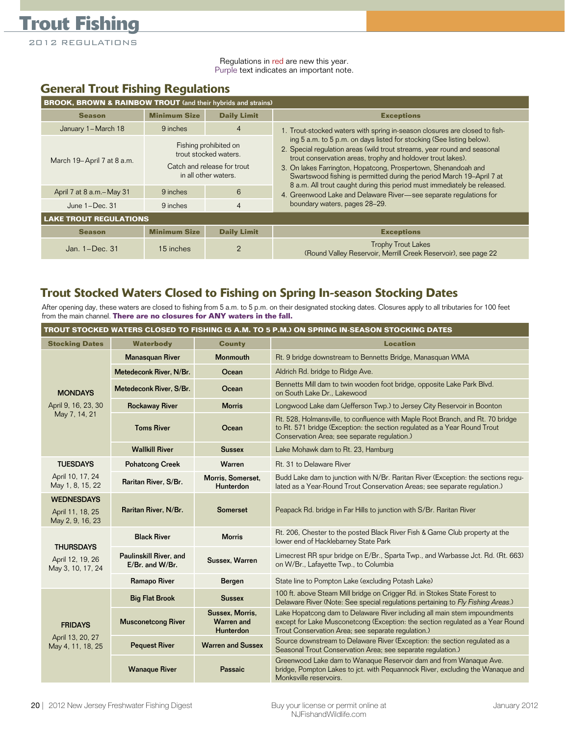# Trout Fishing

2012 REGULATIONS

Regulations in red are new this year.
Purple text indicates an important note.

## General Trout Fishing Regulations

| BROOK, BROWN & RAINBOW TROUT (and their hybrids and strains) | | | |
|---|---|---|---|
| **Season** | **Minimum Size** | **Daily Limit** | **Exceptions** |
| January 1–March 18 | 9 inches | 4 | 1. Trout-stocked waters with spring in-season closures are closed to fishing 5 a.m. to 5 p.m. on days listed for stocking (See listing below). 2. Special regulation areas (wild trout streams, year round and seasonal trout conservation areas, trophy and holdover trout lakes). 3. On lakes Farrington, Hopatcong, Prospertown, Shenandoah and Swartswood fishing is permitted during the period March 19–April 7 at 8 a.m. All trout caught during this period must immediately be released. 4. Greenwood Lake and Delaware River—see separate regulations for boundary waters, pages 28–29. |
| March 19–April 7 at 8 a.m. | Fishing prohibited on trout stocked waters. Catch and release for trout in all other waters. | | |
| April 7 at 8 a.m.–May 31 | 9 inches | 6 | |
| June 1–Dec. 31 | 9 inches | 4 | |

| LAKE TROUT REGULATIONS | | | |
|---|---|---|---|
| **Season** | **Minimum Size** | **Daily Limit** | **Exceptions** |
| Jan. 1–Dec. 31 | 15 inches | 2 | Trophy Trout Lakes (Round Valley Reservoir, Merrill Creek Reservoir), see page 22 |

## Trout Stocked Waters Closed to Fishing on Spring In-season Stocking Dates

After opening day, these waters are closed to fishing from 5 a.m. to 5 p.m. on their designated stocking dates. Closures apply to all tributaries for 100 feet from the main channel. **There are no closures for ANY waters in the fall.**

| TROUT STOCKED WATERS CLOSED TO FISHING (5 A.M. TO 5 P.M.) ON SPRING IN-SEASON STOCKING DATES | | | |
|---|---|---|---|
| **Stocking Dates** | **Waterbody** | **County** | **Location** |
| **MONDAYS** April 9, 16, 23, 30 May 7, 14, 21 | **Manasquan River** | **Monmouth** | Rt. 9 bridge downstream to Bennetts Bridge, Manasquan WMA |
| | **Metedeconk River, N/Br.** | **Ocean** | Aldrich Rd. bridge to Ridge Ave. |
| | **Metedeconk River, S/Br.** | **Ocean** | Bennetts Mill dam to twin wooden foot bridge, opposite Lake Park Blvd. on South Lake Dr., Lakewood |
| | **Rockaway River** | **Morris** | Longwood Lake dam (Jefferson Twp.) to Jersey City Reservoir in Boonton |
| | **Toms River** | **Ocean** | Rt. 528, Holmansville, to confluence with Maple Root Branch, and Rt. 70 bridge to Rt. 571 bridge (Exception: the section regulated as a Year Round Trout Conservation Area; see separate regulation.) |
| | **Wallkill River** | **Sussex** | Lake Mohawk dam to Rt. 23, Hamburg |
| **TUESDAYS** April 10, 17, 24 May 1, 8, 15, 22 | **Pohatcong Creek** | **Warren** | Rt. 31 to Delaware River |
| | **Raritan River, S/Br.** | **Morris, Somerset, Hunterdon** | Budd Lake dam to junction with N/Br. Raritan River (Exception: the sections regulated as a Year-Round Trout Conservation Areas; see separate regulation.) |
| **WEDNESDAYS** April 11, 18, 25 May 2, 9, 16, 23 | **Raritan River, N/Br.** | **Somerset** | Peapack Rd. bridge in Far Hills to junction with S/Br. Raritan River |
| **THURSDAYS** April 12, 19, 26 May 3, 10, 17, 24 | **Black River** | **Morris** | Rt. 206, Chester to the posted Black River Fish & Game Club property at the lower end of Hacklebarney State Park |
| | **Paulinskill River, and E/Br. and W/Br.** | **Sussex, Warren** | Limecrest RR spur bridge on E/Br., Sparta Twp., and Warbasse Jct. Rd. (Rt. 663) on W/Br., Lafayette Twp., to Columbia |
| | **Ramapo River** | **Bergen** | State line to Pompton Lake (excluding Potash Lake) |
| **FRIDAYS** April 13, 20, 27 May 4, 11, 18, 25 | **Big Flat Brook** | **Sussex** | 100 ft. above Steam Mill bridge on Crigger Rd. in Stokes State Forest to Delaware River (Note: See special regulations pertaining to *Fly Fishing Areas*.) |
| | **Musconetcong River** | **Sussex, Morris, Warren and Hunterdon** | Lake Hopatcong dam to Delaware River including all main stem impoundments except for Lake Musconetcong (Exception: the section regulated as a Year Round Trout Conservation Area; see separate regulation.) |
| | **Pequest River** | **Warren and Sussex** | Source downstream to Delaware River (Exception: the section regulated as a Seasonal Trout Conservation Area; see separate regulation.) |
| | **Wanaque River** | **Passaic** | Greenwood Lake dam to Wanaque Reservoir dam and from Wanaque Ave. bridge, Pompton Lakes to jct. with Pequannock River, excluding the Wanaque and Monksville reservoirs. |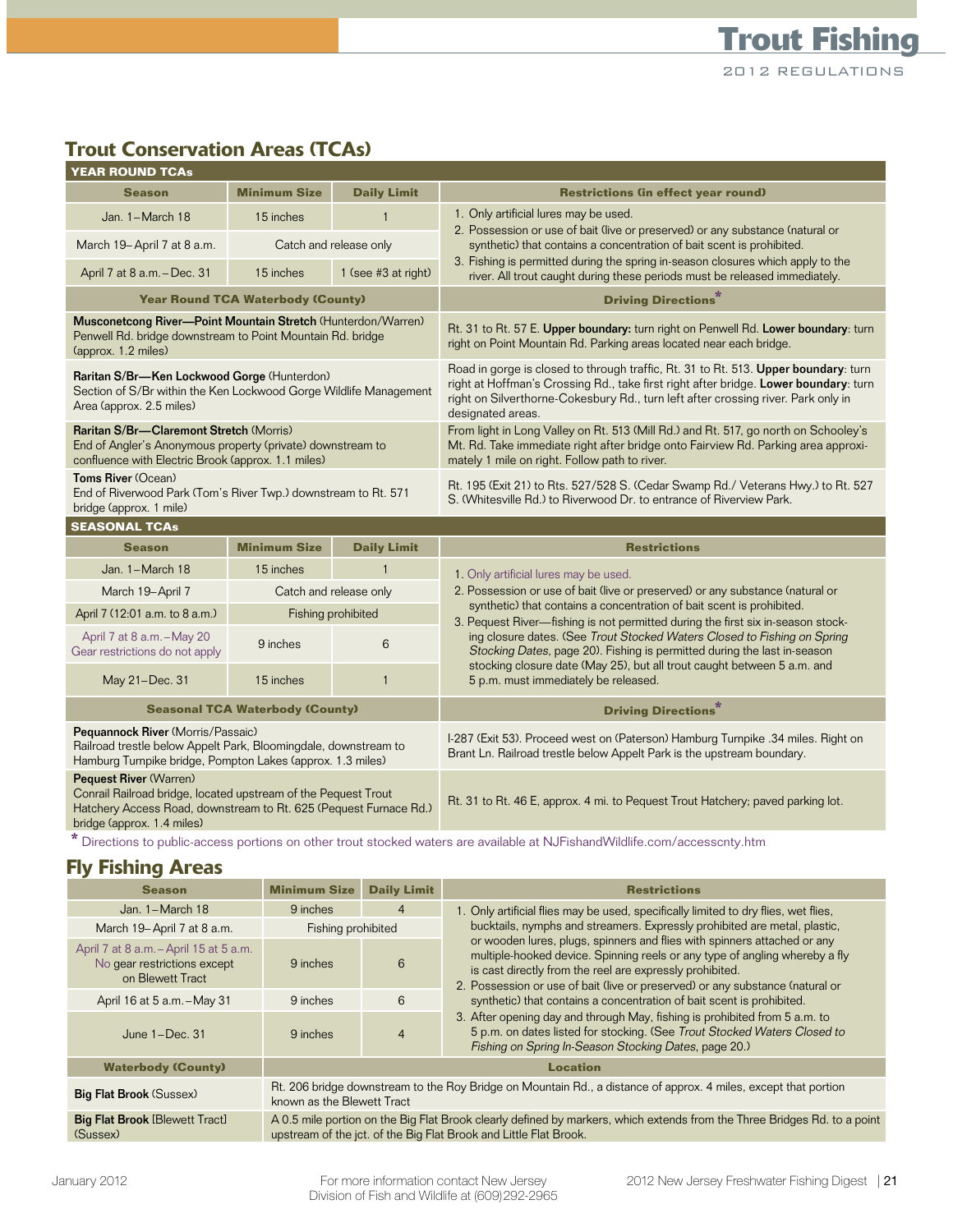## Trout Conservation Areas (TCAs)

### YEAR ROUND TCAs

| Season | Minimum Size | Daily Limit | Restrictions (in effect year round) |
|---|---|---|---|
| Jan. 1–March 18 | 15 inches | 1 | 1. Only artificial lures may be used.<br>2. Possession or use of bait (live or preserved) or any substance (natural or synthetic) that contains a concentration of bait scent is prohibited.<br>3. Fishing is permitted during the spring in-season closures which apply to the river. All trout caught during these periods must be released immediately. |
| March 19–April 7 at 8 a.m. | Catch and release only | | |
| April 7 at 8 a.m.–Dec. 31 | 15 inches | 1 (see #3 at right) | |

| Year Round TCA Waterbody (County) | Driving Directions* |
|---|---|
| **Musconetcong River—Point Mountain Stretch** (Hunterdon/Warren) Penwell Rd. bridge downstream to Point Mountain Rd. bridge (approx. 1.2 miles) | Rt. 31 to Rt. 57 E. **Upper boundary:** turn right on Penwell Rd. **Lower boundary**: turn right on Point Mountain Rd. Parking areas located near each bridge. |
| **Raritan S/Br—Ken Lockwood Gorge** (Hunterdon) Section of S/Br within the Ken Lockwood Gorge Wildlife Management Area (approx. 2.5 miles) | Road in gorge is closed to through traffic, Rt. 31 to Rt. 513. **Upper boundary**: turn right at Hoffman's Crossing Rd., take first right after bridge. **Lower boundary**: turn right on Silverthorne-Cokesbury Rd., turn left after crossing river. Park only in designated areas. |
| **Raritan S/Br—Claremont Stretch** (Morris) End of Angler's Anonymous property (private) downstream to confluence with Electric Brook (approx. 1.1 miles) | From light in Long Valley on Rt. 513 (Mill Rd.) and Rt. 517, go north on Schooley's Mt. Rd. Take immediate right after bridge onto Fairview Rd. Parking area approximately 1 mile on right. Follow path to river. |
| **Toms River** (Ocean) End of Riverwood Park (Tom's River Twp.) downstream to Rt. 571 bridge (approx. 1 mile) | Rt. 195 (Exit 21) to Rts. 527/528 S. (Cedar Swamp Rd./ Veterans Hwy.) to Rt. 527 S. (Whitesville Rd.) to Riverwood Dr. to entrance of Riverview Park. |

### SEASONAL TCAs

| Season | Minimum Size | Daily Limit | Restrictions |
|---|---|---|---|
| Jan. 1–March 18 | 15 inches | 1 | 1. Only artificial lures may be used.<br>2. Possession or use of bait (live or preserved) or any substance (natural or synthetic) that contains a concentration of bait scent is prohibited.<br>3. Pequest River—fishing is not permitted during the first six in-season stocking closure dates. (See *Trout Stocked Waters Closed to Fishing on Spring Stocking Dates*, page 20). Fishing is permitted during the last in-season stocking closure date (May 25), but all trout caught between 5 a.m. and 5 p.m. must immediately be released. |
| March 19–April 7 | Catch and release only | | |
| April 7 (12:01 a.m. to 8 a.m.) | Fishing prohibited | | |
| April 7 at 8 a.m.–May 20 Gear restrictions do not apply | 9 inches | 6 | |
| May 21–Dec. 31 | 15 inches | 1 | |

| Seasonal TCA Waterbody (County) | Driving Directions* |
|---|---|
| **Pequannock River** (Morris/Passaic) Railroad trestle below Appelt Park, Bloomingdale, downstream to Hamburg Turnpike bridge, Pompton Lakes (approx. 1.3 miles) | I-287 (Exit 53). Proceed west on (Paterson) Hamburg Turnpike .34 miles. Right on Brant Ln. Railroad trestle below Appelt Park is the upstream boundary. |
| **Pequest River** (Warren) Conrail Railroad bridge, located upstream of the Pequest Trout Hatchery Access Road, downstream to Rt. 625 (Pequest Furnace Rd.) bridge (approx. 1.4 miles) | Rt. 31 to Rt. 46 E, approx. 4 mi. to Pequest Trout Hatchery; paved parking lot. |

* Directions to public-access portions on other trout stocked waters are available at NJFishandWildlife.com/accesscnty.htm

## Fly Fishing Areas

| Season | Minimum Size | Daily Limit | Restrictions |
|---|---|---|---|
| Jan. 1–March 18 | 9 inches | 4 | 1. Only artificial flies may be used, specifically limited to dry flies, wet flies, bucktails, nymphs and streamers. Expressly prohibited are metal, plastic, or wooden lures, plugs, spinners and flies with spinners attached or any multiple-hooked device. Spinning reels or any type of angling whereby a fly is cast directly from the reel are expressly prohibited.<br>2. Possession or use of bait (live or preserved) or any substance (natural or synthetic) that contains a concentration of bait scent is prohibited.<br>3. After opening day and through May, fishing is prohibited from 5 a.m. to 5 p.m. on dates listed for stocking. (See *Trout Stocked Waters Closed to Fishing on Spring In-Season Stocking Dates*, page 20.) |
| March 19–April 7 at 8 a.m. | Fishing prohibited | | |
| April 7 at 8 a.m.–April 15 at 5 a.m. No gear restrictions except on Blewett Tract | 9 inches | 6 | |
| April 16 at 5 a.m.–May 31 | 9 inches | 6 | |
| June 1–Dec. 31 | 9 inches | 4 | |

| Waterbody (County) | Location |
|---|---|
| **Big Flat Brook** (Sussex) | Rt. 206 bridge downstream to the Roy Bridge on Mountain Rd., a distance of approx. 4 miles, except that portion known as the Blewett Tract |
| **Big Flat Brook** [Blewett Tract] (Sussex) | A 0.5 mile portion on the Big Flat Brook clearly defined by markers, which extends from the Three Bridges Rd. to a point upstream of the jct. of the Big Flat Brook and Little Flat Brook. |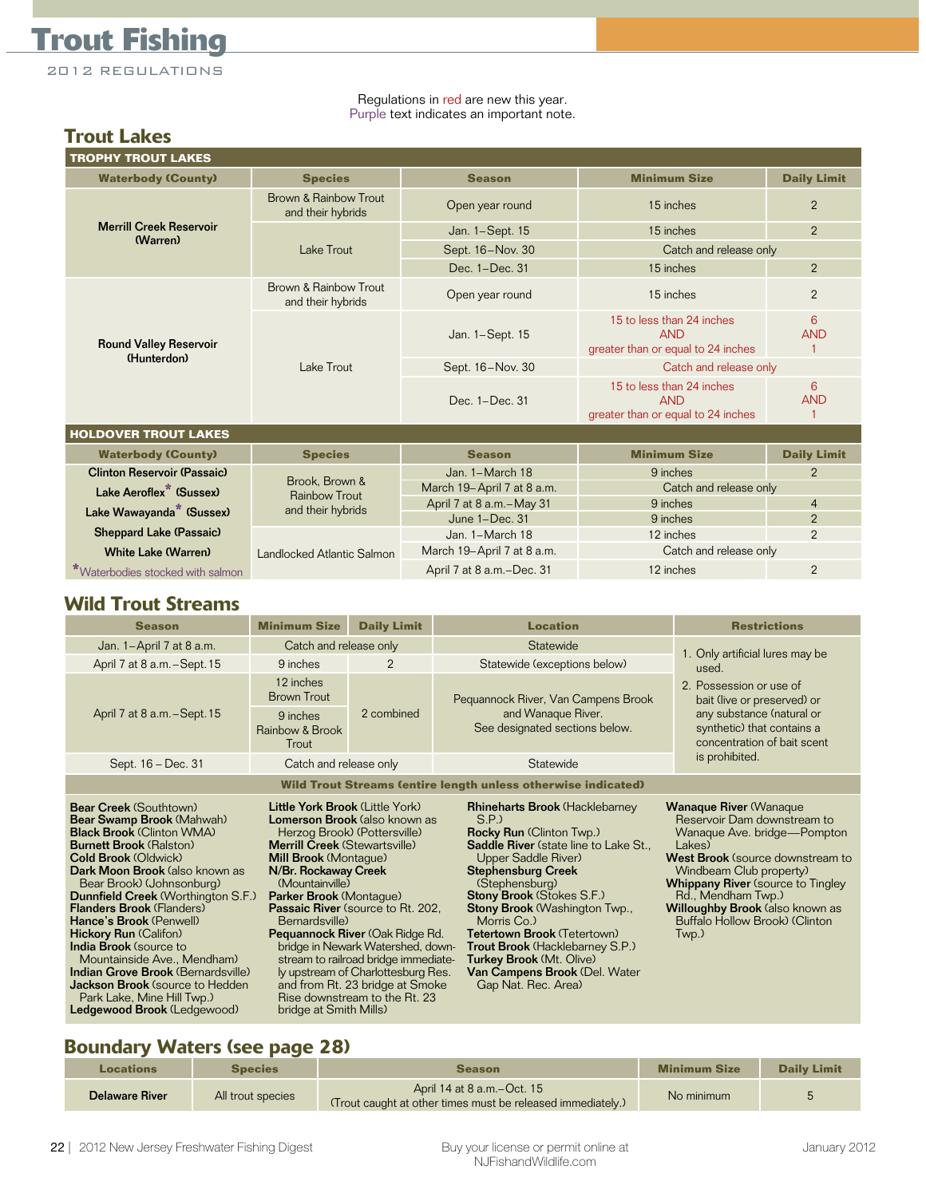# Trout Fishing

2012 REGULATIONS

Regulations in red are new this year.
Purple text indicates an important note.

## Trout Lakes

**TROPHY TROUT LAKES**

| Waterbody (County) | Species | Season | Minimum Size | Daily Limit |
|---|---|---|---|---|
| Merrill Creek Reservoir (Warren) | Brown & Rainbow Trout and their hybrids | Open year round | 15 inches | 2 |
| | Lake Trout | Jan. 1–Sept. 15 | 15 inches | 2 |
| | | Sept. 16–Nov. 30 | Catch and release only | |
| | | Dec. 1–Dec. 31 | 15 inches | 2 |
| Round Valley Reservoir (Hunterdon) | Brown & Rainbow Trout and their hybrids | Open year round | 15 inches | 2 |
| | Lake Trout | Jan. 1–Sept. 15 | 15 to less than 24 inches AND greater than or equal to 24 inches | 6 AND 1 |
| | | Sept. 16–Nov. 30 | Catch and release only | |
| | | Dec. 1–Dec. 31 | 15 to less than 24 inches AND greater than or equal to 24 inches | 6 AND 1 |

**HOLDOVER TROUT LAKES**

| Waterbody (County) | Species | Season | Minimum Size | Daily Limit |
|---|---|---|---|---|
| Clinton Reservoir (Passaic), Lake Aeroflex* (Sussex), Lake Wawayanda* (Sussex), Sheppard Lake (Passaic), White Lake (Warren) | Brook, Brown & Rainbow Trout and their hybrids | Jan. 1–March 18 | 9 inches | 2 |
| | | March 19–April 7 at 8 a.m. | Catch and release only | |
| | | April 7 at 8 a.m.–May 31 | 9 inches | 4 |
| | | June 1–Dec. 31 | 9 inches | 2 |
| | Landlocked Atlantic Salmon | Jan. 1–March 18 | 12 inches | 2 |
| | | March 19–April 7 at 8 a.m. | Catch and release only | |
| | | April 7 at 8 a.m.–Dec. 31 | 12 inches | 2 |

*Waterbodies stocked with salmon

## Wild Trout Streams

| Season | Minimum Size | Daily Limit | Location | Restrictions |
|---|---|---|---|---|
| Jan. 1–April 7 at 8 a.m. | Catch and release only | | Statewide | 1. Only artificial lures may be used. 2. Possession or use of bait (live or preserved) or any substance (natural or synthetic) that contains a concentration of bait scent is prohibited. |
| April 7 at 8 a.m.–Sept. 15 | 9 inches | 2 | Statewide (exceptions below) | |
| April 7 at 8 a.m.–Sept. 15 | 12 inches Brown Trout; 9 inches Rainbow & Brook Trout | 2 combined | Pequannock River, Van Campens Brook and Wanaque River. See designated sections below. | |
| Sept. 16 – Dec. 31 | Catch and release only | | Statewide | |

**Wild Trout Streams (entire length unless otherwise indicated)**

**Bear Creek** (Southtown)
**Bear Swamp Brook** (Mahwah)
**Black Brook** (Clinton WMA)
**Burnett Brook** (Ralston)
**Cold Brook** (Oldwick)
**Dark Moon Brook** (also known as Bear Brook) (Johnsonburg)
**Dunnfield Creek** (Worthington S.F.)
**Flanders Brook** (Flanders)
**Hance's Brook** (Penwell)
**Hickory Run** (Califon)
**India Brook** (source to Mountainside Ave., Mendham)
**Indian Grove Brook** (Bernardsville)
**Jackson Brook** (source to Hedden Park Lake, Mine Hill Twp.)
**Ledgewood Brook** (Ledgewood)
**Little York Brook** (Little York)
**Lomerson Brook** (also known as Herzog Brook) (Pottersville)
**Merrill Creek** (Stewartsville)
**Mill Brook** (Montague)
**N/Br. Rockaway Creek** (Mountainville)
**Parker Brook** (Montague)
**Passaic River** (source to Rt. 202, Bernardsville)
**Pequannock River** (Oak Ridge Rd. bridge in Newark Watershed, downstream to railroad bridge immediately upstream of Charlottesburg Res. and from Rt. 23 bridge at Smoke Rise downstream to the Rt. 23 bridge at Smith Mills)
**Rhineharts Brook** (Hacklebarney S.P.)
**Rocky Run** (Clinton Twp.)
**Saddle River** (state line to Lake St., Upper Saddle River)
**Stephensburg Creek** (Stephensburg)
**Stony Brook** (Stokes S.F.)
**Stony Brook** (Washington Twp., Morris Co.)
**Tetertown Brook** (Tetertown)
**Trout Brook** (Hacklebarney S.P.)
**Turkey Brook** (Mt. Olive)
**Van Campens Brook** (Del. Water Gap Nat. Rec. Area)
**Wanaque River** (Wanaque Reservoir Dam downstream to Wanaque Ave. bridge—Pompton Lakes)
**West Brook** (source downstream to Windbeam Club property)
**Whippany River** (source to Tingley Rd., Mendham Twp.)
**Willoughby Brook** (also known as Buffalo Hollow Brook) (Clinton Twp.)

## Boundary Waters (see page 28)

| Locations | Species | Season | Minimum Size | Daily Limit |
|---|---|---|---|---|
| Delaware River | All trout species | April 14 at 8 a.m.–Oct. 15 (Trout caught at other times must be released immediately.) | No minimum | 5 |

Buy your license or permit online at NJFishandWildlife.com